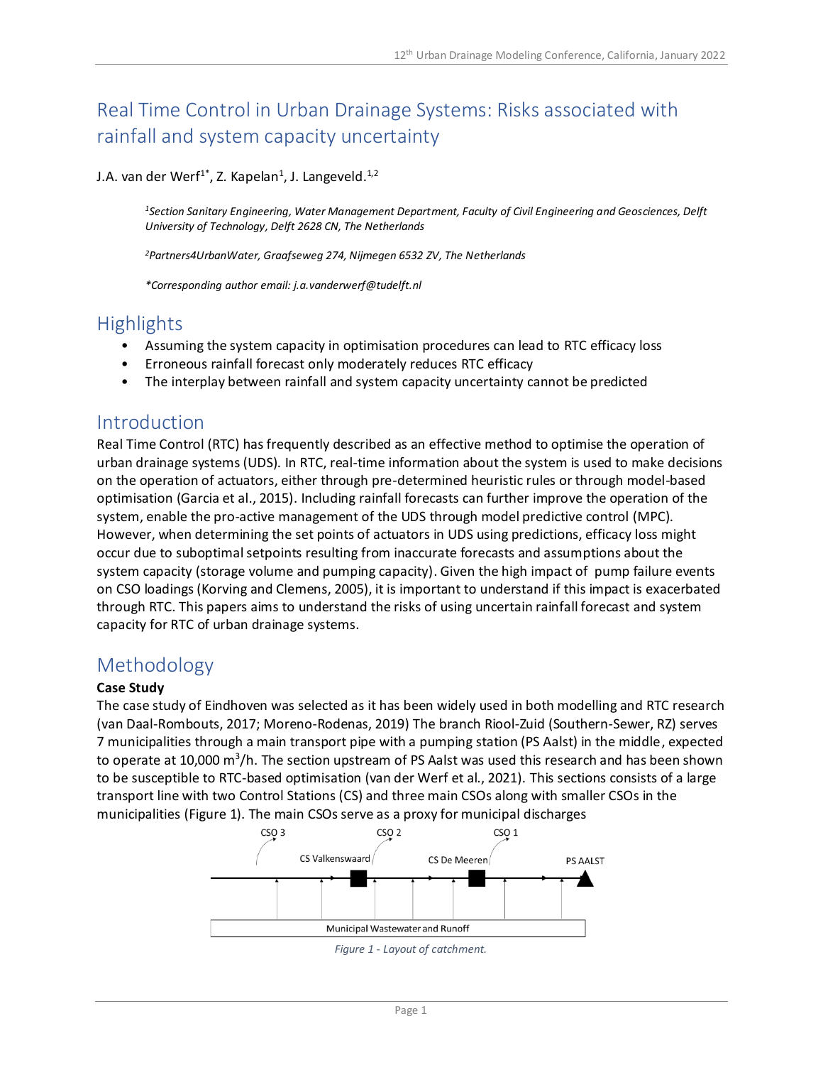# Real Time Control in Urban Drainage Systems: Risks associated with rainfall and system capacity uncertainty

J.A. van der Werf[1*], Z. Kapelan[1], J. Langeveld.[1,2]

*[1]Section Sanitary Engineering, Water Management Department, Faculty of Civil Engineering and Geosciences, Delft University of Technology, Delft 2628 CN, The Netherlands*

*[2]Partners4UrbanWater, Graafseweg 274, Nijmegen 6532 ZV, The Netherlands*

*\*Corresponding author email: j.a.vanderwerf@tudelft.nl*

## Highlights

- Assuming the system capacity in optimisation procedures can lead to RTC efficacy loss
- Erroneous rainfall forecast only moderately reduces RTC efficacy
- The interplay between rainfall and system capacity uncertainty cannot be predicted

## Introduction

Real Time Control (RTC) has frequently described as an effective method to optimise the operation of urban drainage systems (UDS). In RTC, real-time information about the system is used to make decisions on the operation of actuators, either through pre-determined heuristic rules or through model-based optimisation (Garcia et al., 2015). Including rainfall forecasts can further improve the operation of the system, enable the pro-active management of the UDS through model predictive control (MPC). However, when determining the set points of actuators in UDS using predictions, efficacy loss might occur due to suboptimal setpoints resulting from inaccurate forecasts and assumptions about the system capacity (storage volume and pumping capacity). Given the high impact of pump failure events on CSO loadings (Korving and Clemens, 2005), it is important to understand if this impact is exacerbated through RTC. This papers aims to understand the risks of using uncertain rainfall forecast and system capacity for RTC of urban drainage systems.

## Methodology

**Case Study**

The case study of Eindhoven was selected as it has been widely used in both modelling and RTC research (van Daal-Rombouts, 2017; Moreno-Rodenas, 2019) The branch Riool-Zuid (Southern-Sewer, RZ) serves 7 municipalities through a main transport pipe with a pumping station (PS Aalst) in the middle, expected to operate at 10,000 m$^3$/h. The section upstream of PS Aalst was used this research and has been shown to be susceptible to RTC-based optimisation (van der Werf et al., 2021). This sections consists of a large transport line with two Control Stations (CS) and three main CSOs along with smaller CSOs in the municipalities (Figure 1). The main CSOs serve as a proxy for municipal discharges

*Figure 1 - Layout of catchment.*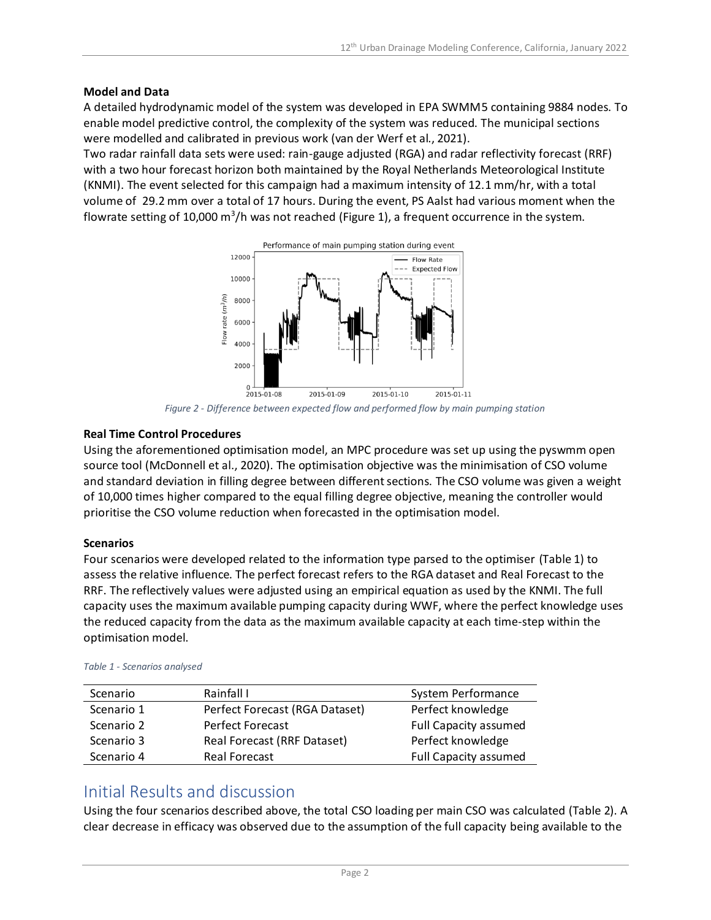### Model and Data

A detailed hydrodynamic model of the system was developed in EPA SWMM5 containing 9884 nodes. To enable model predictive control, the complexity of the system was reduced. The municipal sections were modelled and calibrated in previous work (van der Werf et al., 2021).

Two radar rainfall data sets were used: rain-gauge adjusted (RGA) and radar reflectivity forecast (RRF) with a two hour forecast horizon both maintained by the Royal Netherlands Meteorological Institute (KNMI). The event selected for this campaign had a maximum intensity of 12.1 mm/hr, with a total volume of 29.2 mm over a total of 17 hours. During the event, PS Aalst had various moment when the flowrate setting of 10,000 $m^3$/h was not reached (Figure 1), a frequent occurrence in the system.

*Figure 2 - Difference between expected flow and performed flow by main pumping station*

### Real Time Control Procedures

Using the aforementioned optimisation model, an MPC procedure was set up using the pyswmm open source tool (McDonnell et al., 2020). The optimisation objective was the minimisation of CSO volume and standard deviation in filling degree between different sections. The CSO volume was given a weight of 10,000 times higher compared to the equal filling degree objective, meaning the controller would prioritise the CSO volume reduction when forecasted in the optimisation model.

### Scenarios

Four scenarios were developed related to the information type parsed to the optimiser (Table 1) to assess the relative influence. The perfect forecast refers to the RGA dataset and Real Forecast to the RRF. The reflectively values were adjusted using an empirical equation as used by the KNMI. The full capacity uses the maximum available pumping capacity during WWF, where the perfect knowledge uses the reduced capacity from the data as the maximum available capacity at each time-step within the optimisation model.

*Table 1 - Scenarios analysed*

| Scenario | Rainfall I | System Performance |
|---|---|---|
| Scenario 1 | Perfect Forecast (RGA Dataset) | Perfect knowledge |
| Scenario 2 | Perfect Forecast | Full Capacity assumed |
| Scenario 3 | Real Forecast (RRF Dataset) | Perfect knowledge |
| Scenario 4 | Real Forecast | Full Capacity assumed |

## Initial Results and discussion

Using the four scenarios described above, the total CSO loading per main CSO was calculated (Table 2). A clear decrease in efficacy was observed due to the assumption of the full capacity being available to the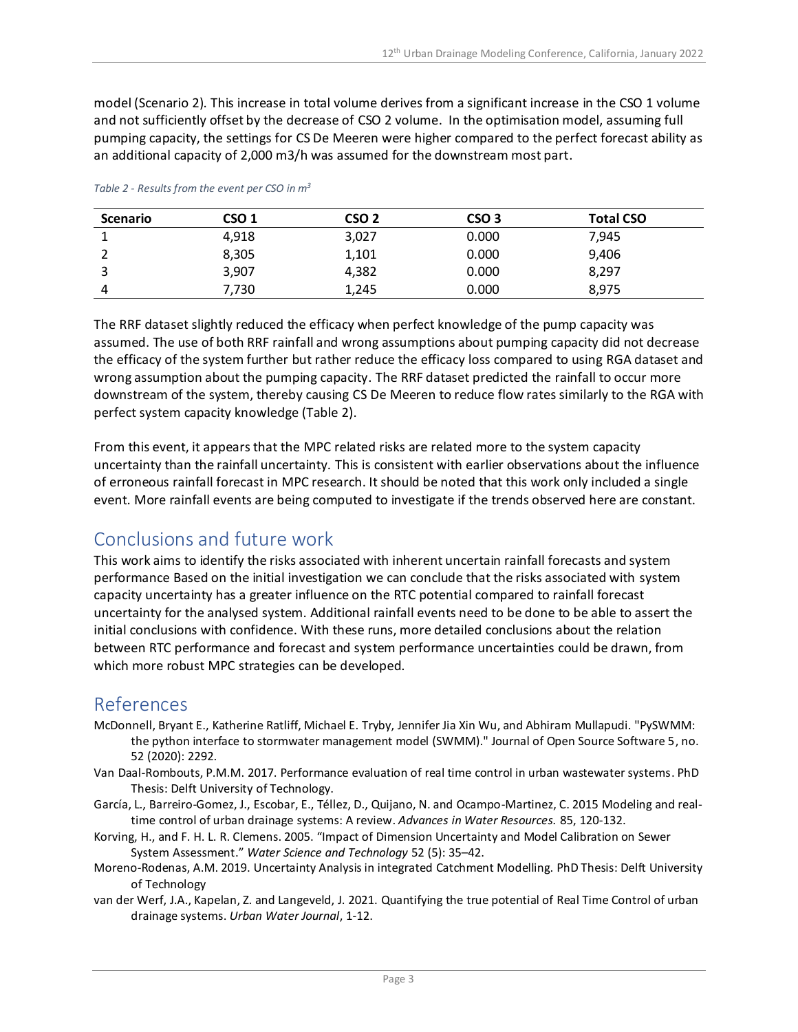model (Scenario 2). This increase in total volume derives from a significant increase in the CSO 1 volume and not sufficiently offset by the decrease of CSO 2 volume. In the optimisation model, assuming full pumping capacity, the settings for CS De Meeren were higher compared to the perfect forecast ability as an additional capacity of 2,000 m3/h was assumed for the downstream most part.

*Table 2 - Results from the event per CSO in $m^3$*

| Scenario | CSO 1 | CSO 2 | CSO 3 | Total CSO |
|---|---|---|---|---|
| 1 | 4,918 | 3,027 | 0.000 | 7,945 |
| 2 | 8,305 | 1,101 | 0.000 | 9,406 |
| 3 | 3,907 | 4,382 | 0.000 | 8,297 |
| 4 | 7,730 | 1,245 | 0.000 | 8,975 |

The RRF dataset slightly reduced the efficacy when perfect knowledge of the pump capacity was assumed. The use of both RRF rainfall and wrong assumptions about pumping capacity did not decrease the efficacy of the system further but rather reduce the efficacy loss compared to using RGA dataset and wrong assumption about the pumping capacity. The RRF dataset predicted the rainfall to occur more downstream of the system, thereby causing CS De Meeren to reduce flow rates similarly to the RGA with perfect system capacity knowledge (Table 2).

From this event, it appears that the MPC related risks are related more to the system capacity uncertainty than the rainfall uncertainty. This is consistent with earlier observations about the influence of erroneous rainfall forecast in MPC research. It should be noted that this work only included a single event. More rainfall events are being computed to investigate if the trends observed here are constant.

## Conclusions and future work

This work aims to identify the risks associated with inherent uncertain rainfall forecasts and system performance Based on the initial investigation we can conclude that the risks associated with system capacity uncertainty has a greater influence on the RTC potential compared to rainfall forecast uncertainty for the analysed system. Additional rainfall events need to be done to be able to assert the initial conclusions with confidence. With these runs, more detailed conclusions about the relation between RTC performance and forecast and system performance uncertainties could be drawn, from which more robust MPC strategies can be developed.

## References

McDonnell, Bryant E., Katherine Ratliff, Michael E. Tryby, Jennifer Jia Xin Wu, and Abhiram Mullapudi. "PySWMM: the python interface to stormwater management model (SWMM)." Journal of Open Source Software 5, no. 52 (2020): 2292.

Van Daal-Rombouts, P.M.M. 2017. Performance evaluation of real time control in urban wastewater systems. PhD Thesis: Delft University of Technology.

García, L., Barreiro-Gomez, J., Escobar, E., Téllez, D., Quijano, N. and Ocampo-Martinez, C. 2015 Modeling and real-time control of urban drainage systems: A review. *Advances in Water Resources.* 85, 120-132.

Korving, H., and F. H. L. R. Clemens. 2005. "Impact of Dimension Uncertainty and Model Calibration on Sewer System Assessment." *Water Science and Technology* 52 (5): 35–42.

Moreno-Rodenas, A.M. 2019. Uncertainty Analysis in integrated Catchment Modelling. PhD Thesis: Delft University of Technology

van der Werf, J.A., Kapelan, Z. and Langeveld, J. 2021. Quantifying the true potential of Real Time Control of urban drainage systems. *Urban Water Journal*, 1-12.